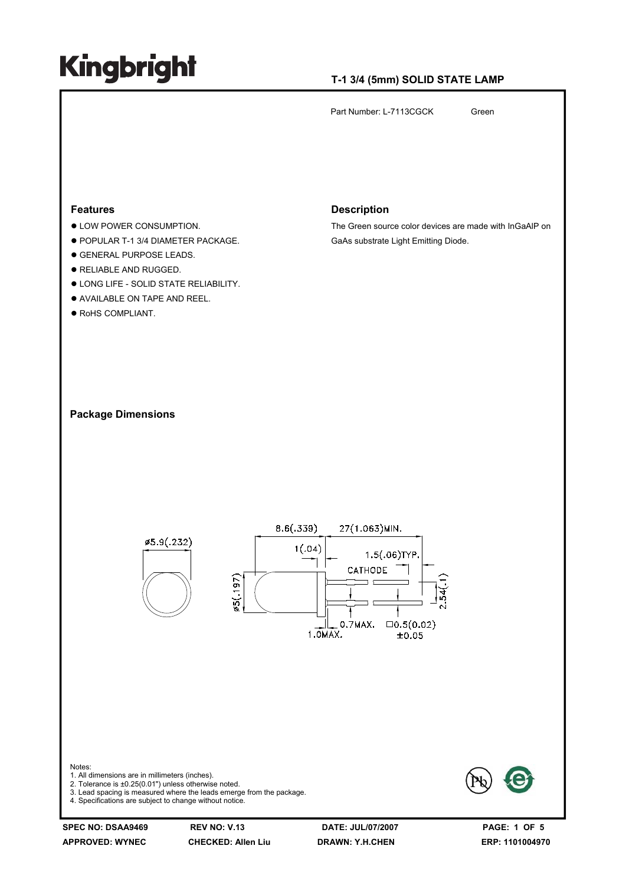# Kingbright

**T-1 3/4 (5mm) SOLID STATE LAMP**

Part Number: L-7113CGCK Green

## Features

- LOW POWER CONSUMPTION.
- POPULAR T-1 3/4 DIAMETER PACKAGE.
- GENERAL PURPOSE LEADS.
- RELIABLE AND RUGGED.
- LONG LIFE - SOLID STATE RELIABILITY.
- AVAILABLE ON TAPE AND REEL.
- RoHS COMPLIANT.

## Description

The Green source color devices are made with InGaAlP on GaAs substrate Light Emitting Diode.

## Package Dimensions

ø5.9(.232)
8.6(.339)
27(1.063)MIN.
1(.04)
1.5(.06)TYP.
CATHODE
ø5(.197)
2.54(.1)
0.7MAX.
□0.5(0.02) ±0.05
1.0MAX.

Notes:
1. All dimensions are in millimeters (inches).
2. Tolerance is ±0.25(0.01") unless otherwise noted.
3. Lead spacing is measured where the leads emerge from the package.
4. Specifications are subject to change without notice.

| | | | |
|---|---|---|---|
| SPEC NO: DSAA9469 | REV NO: V.13 | DATE: JUL/07/2007 | |
| APPROVED: WYNEC | CHECKED: Allen Liu | DRAWN: Y.H.CHEN | ERP: 1101004970 |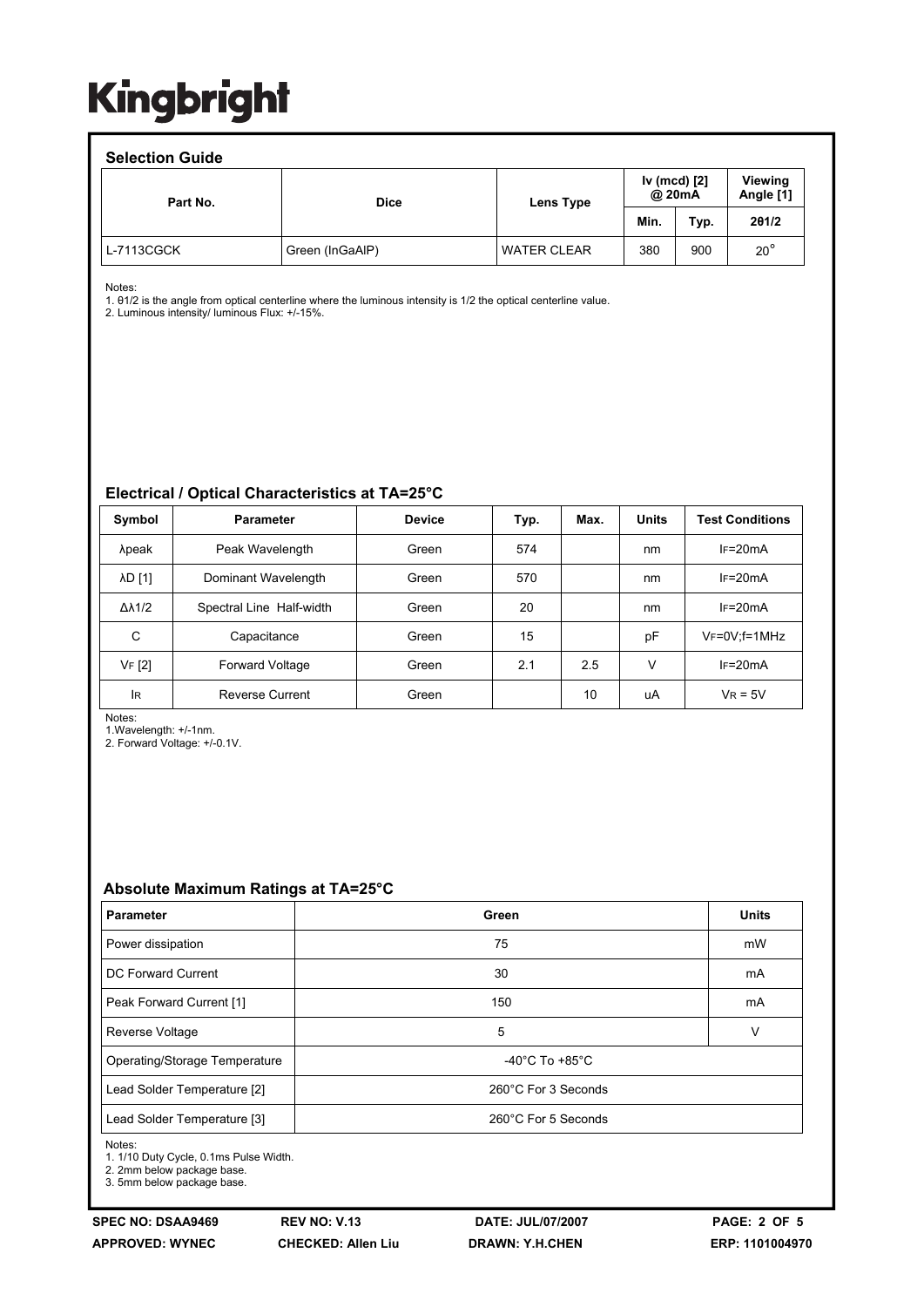# Kingbright

## Selection Guide

| Part No. | Dice | Lens Type | Iv (mcd) [2] @ 20mA | | Viewing Angle [1] |
|---|---|---|---|---|---|
| | | | Min. | Typ. | 2θ1/2 |
| L-7113CGCK | Green (InGaAlP) | WATER CLEAR | 380 | 900 | 20° |

Notes:
1. θ1/2 is the angle from optical centerline where the luminous intensity is 1/2 the optical centerline value.
2. Luminous intensity/ luminous Flux: +/-15%.

## Electrical / Optical Characteristics at TA=25°C

| Symbol | Parameter | Device | Typ. | Max. | Units | Test Conditions |
|---|---|---|---|---|---|---|
| λpeak | Peak Wavelength | Green | 574 | | nm | $I_F$=20mA |
| λD [1] | Dominant Wavelength | Green | 570 | | nm | $I_F$=20mA |
| Δλ1/2 | Spectral Line Half-width | Green | 20 | | nm | $I_F$=20mA |
| C | Capacitance | Green | 15 | | pF | $V_F$=0V;f=1MHz |
| $V_F$ [2] | Forward Voltage | Green | 2.1 | 2.5 | V | $I_F$=20mA |
| $I_R$ | Reverse Current | Green | | 10 | uA | $V_R$ = 5V |

Notes:
1.Wavelength: +/-1nm.
2. Forward Voltage: +/-0.1V.

## Absolute Maximum Ratings at TA=25°C

| Parameter | Green | Units |
|---|---|---|
| Power dissipation | 75 | mW |
| DC Forward Current | 30 | mA |
| Peak Forward Current [1] | 150 | mA |
| Reverse Voltage | 5 | V |
| Operating/Storage Temperature | -40°C To +85°C | |
| Lead Solder Temperature [2] | 260°C For 3 Seconds | |
| Lead Solder Temperature [3] | 260°C For 5 Seconds | |

Notes:
1. 1/10 Duty Cycle, 0.1ms Pulse Width.
2. 2mm below package base.
3. 5mm below package base.

SPEC NO: DSAA9469 REV NO: V.13 DATE: JUL/07/2007
APPROVED: WYNEC CHECKED: Allen Liu DRAWN: Y.H.CHEN ERP: 1101004970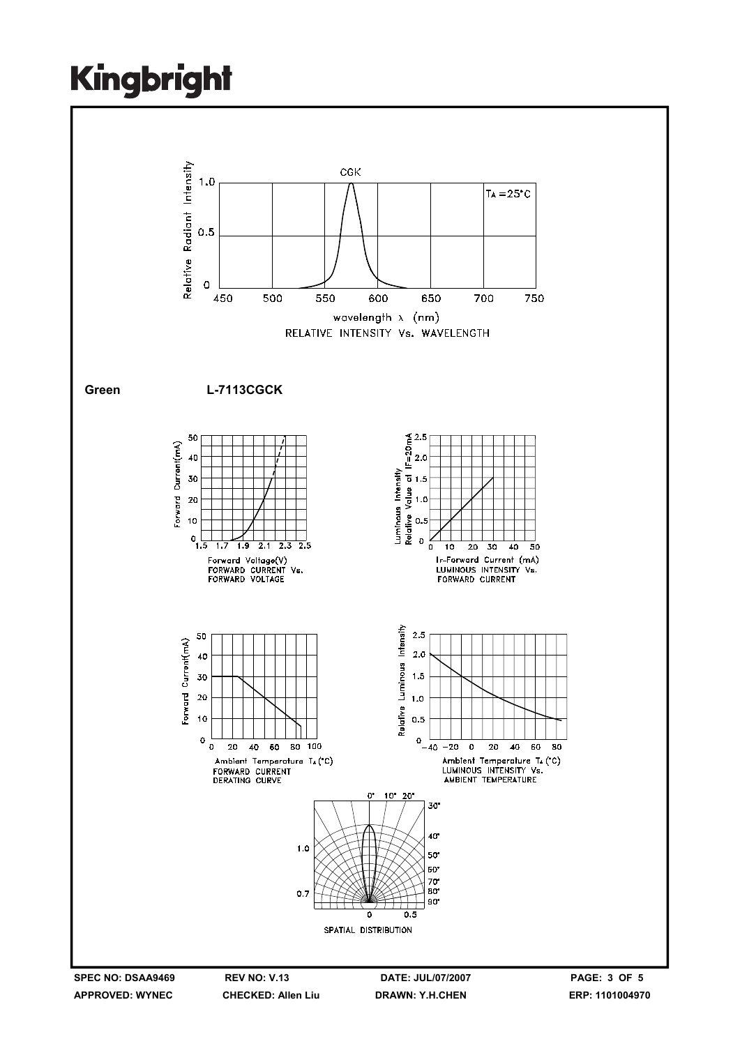CGK

$T_A = 25°C$

Relative Radiant Intensity

1.0

0.5

0

450 500 550 600 650 700 750

wavelength λ (nm)

RELATIVE INTENSITY Vs. WAVELENGTH

**Green** **L-7113CGCK**

Forward Current(mA)

50 40 30 20 10 0

1.5 1.7 1.9 2.1 2.3 2.5

Forward Voltage(V)
FORWARD CURRENT Vs.
FORWARD VOLTAGE

Luminous Intensity
Relative Value at IF=20mA

2.5 2.0 1.5 1.0 0.5 0

0 10 20 30 40 50

IF-Forward Current (mA)
LUMINOUS INTENSITY Vs.
FORWARD CURRENT

Forward Current(mA)

50 40 30 20 10 0

0 20 40 60 80 100

Ambient Temperature $T_A$ (°C)
FORWARD CURRENT
DERATING CURVE

Relative Luminous Intensity

2.5 2.0 1.5 1.0 0.5 0

−40 −20 0 20 40 60 80

Ambient Temperature $T_A$ (°C)
LUMINOUS INTENSITY Vs.
AMBIENT TEMPERATURE

0° 10° 20° 30° 40° 50° 60° 70° 80° 90°

1.0

0.7

0 0.5

SPATIAL DISTRIBUTION

SPEC NO: DSAA9469 REV NO: V.13 DATE: JUL/07/2007
APPROVED: WYNEC CHECKED: Allen Liu DRAWN: Y.H.CHEN ERP: 1101004970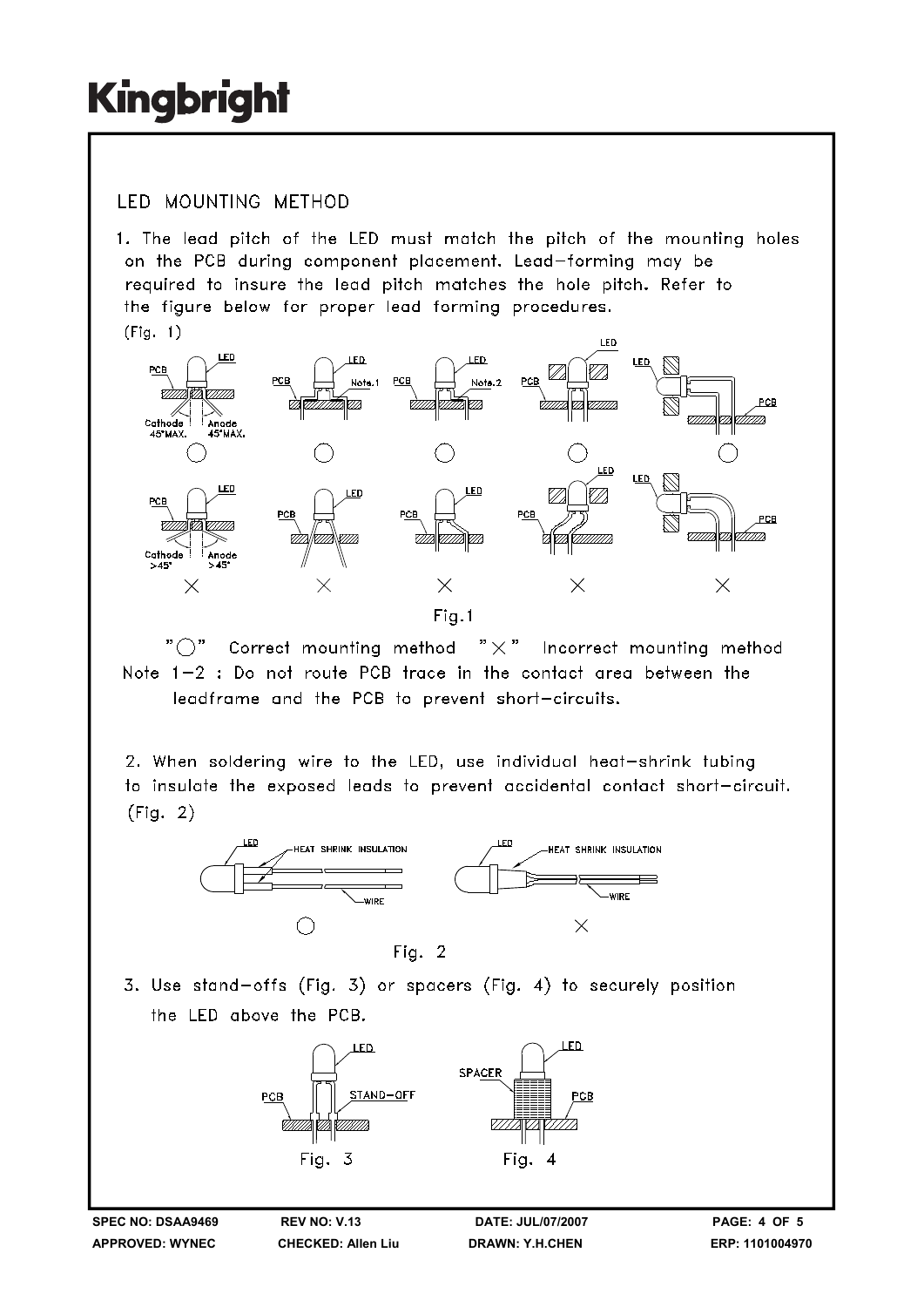## LED MOUNTING METHOD

1. The lead pitch of the LED must match the pitch of the mounting holes on the PCB during component placement. Lead-forming may be required to insure the lead pitch matches the hole pitch. Refer to the figure below for proper lead forming procedures. (Fig. 1)

Fig.1

" ○ " Correct mounting method " × " Incorrect mounting method

Note 1-2 : Do not route PCB trace in the contact area between the leadframe and the PCB to prevent short-circuits.

2. When soldering wire to the LED, use individual heat-shrink tubing to insulate the exposed leads to prevent accidental contact short-circuit. (Fig. 2)

Fig. 2

3. Use stand-offs (Fig. 3) or spacers (Fig. 4) to securely position the LED above the PCB.

Fig. 3 Fig. 4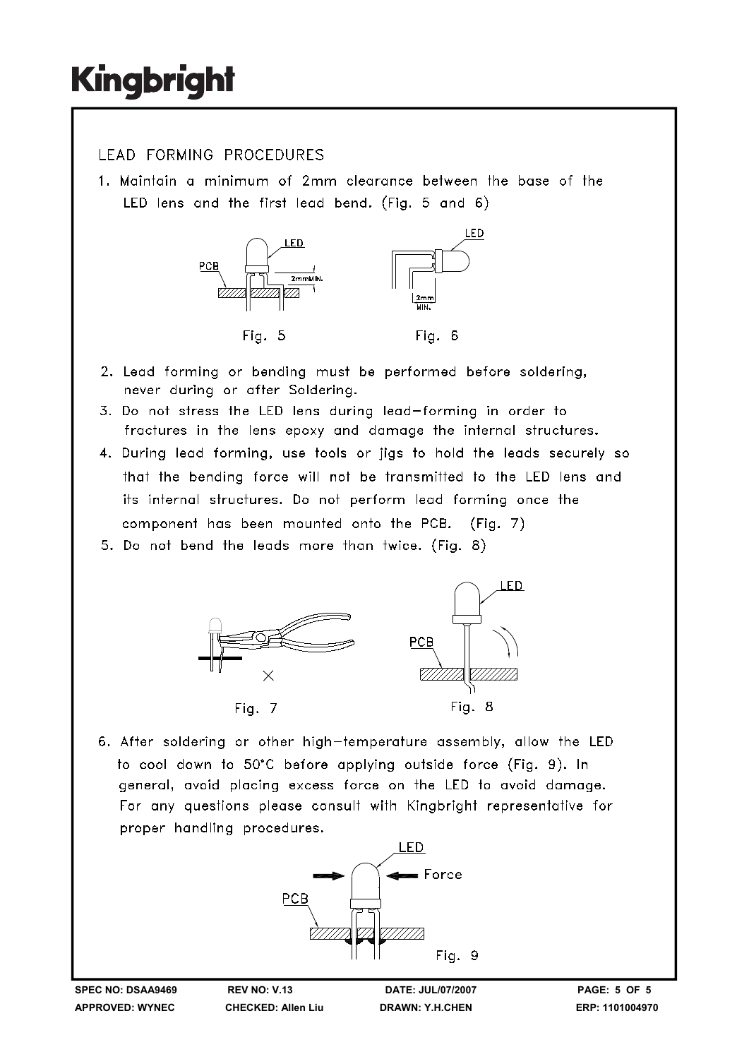# Kingbright

## LEAD FORMING PROCEDURES

1. Maintain a minimum of 2mm clearance between the base of the LED lens and the first lead bend. (Fig. 5 and 6)

LED
PCB
2mmMIN.

Fig. 5

LED
2mm
MIN.

Fig. 6

2. Lead forming or bending must be performed before soldering, never during or after Soldering.
3. Do not stress the LED lens during lead-forming in order to fractures in the lens epoxy and damage the internal structures.
4. During lead forming, use tools or jigs to hold the leads securely so that the bending force will not be transmitted to the LED lens and its internal structures. Do not perform lead forming once the component has been mounted onto the PCB. (Fig. 7)
5. Do not bend the leads more than twice. (Fig. 8)

×

Fig. 7

LED
PCB

Fig. 8

6. After soldering or other high-temperature assembly, allow the LED to cool down to 50°C before applying outside force (Fig. 9). In general, avoid placing excess force on the LED to avoid damage. For any questions please consult with Kingbright representative for proper handling procedures.

LED
Force
PCB

Fig. 9

SPEC NO: DSAA9469 REV NO: V.13 DATE: JUL/07/2007
APPROVED: WYNEC CHECKED: Allen Liu DRAWN: Y.H.CHEN ERP: 1101004970